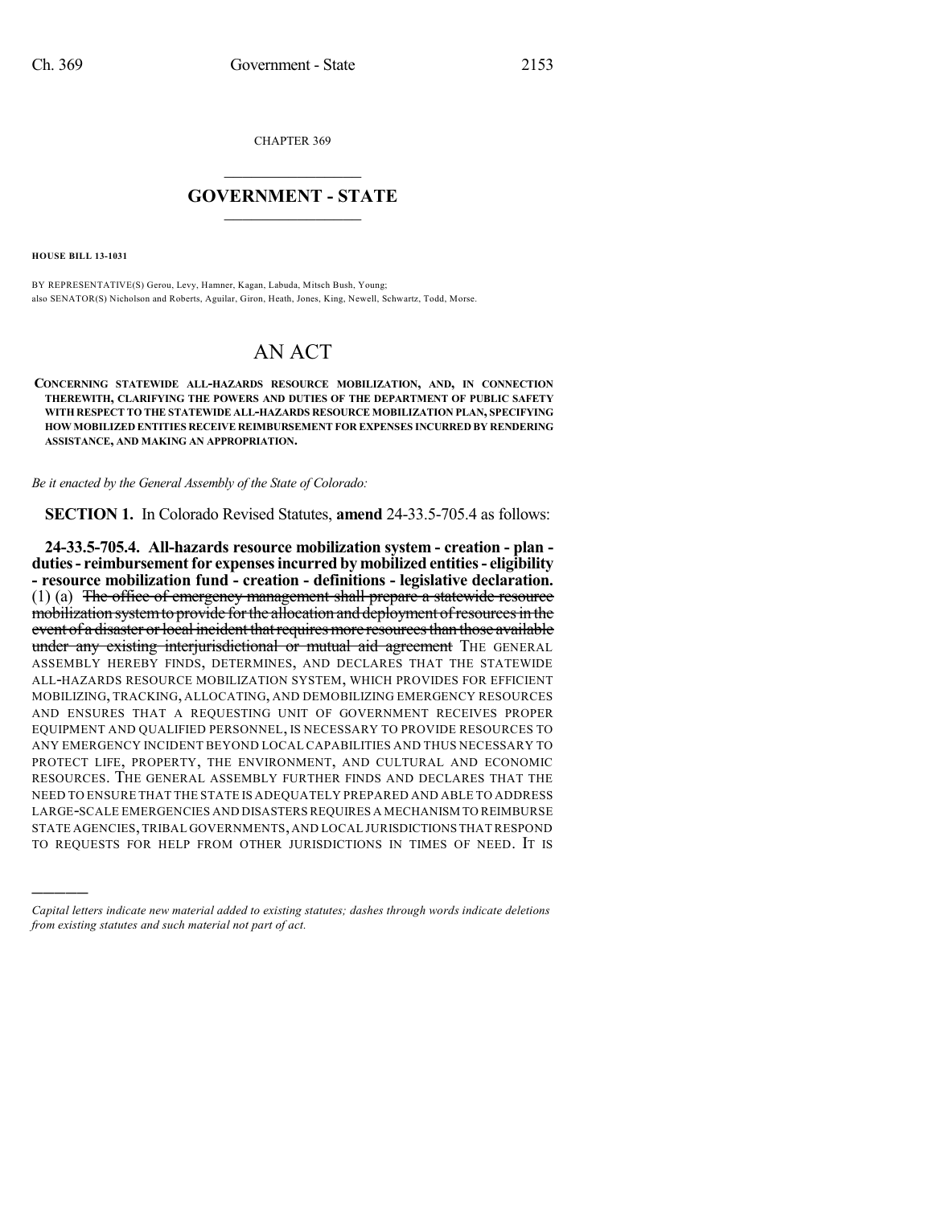CHAPTER 369

## GOVERNMENT - STATE

**HOUSE BILL 13-1031**

BY REPRESENTATIVE(S) Gerou, Levy, Hamner, Kagan, Labuda, Mitsch Bush, Young;
also SENATOR(S) Nicholson and Roberts, Aguilar, Giron, Heath, Jones, King, Newell, Schwartz, Todd, Morse.

# AN ACT

**CONCERNING STATEWIDE ALL-HAZARDS RESOURCE MOBILIZATION, AND, IN CONNECTION THEREWITH, CLARIFYING THE POWERS AND DUTIES OF THE DEPARTMENT OF PUBLIC SAFETY WITH RESPECT TO THE STATEWIDE ALL-HAZARDS RESOURCE MOBILIZATION PLAN, SPECIFYING HOW MOBILIZED ENTITIES RECEIVE REIMBURSEMENT FOR EXPENSES INCURRED BY RENDERING ASSISTANCE, AND MAKING AN APPROPRIATION.**

*Be it enacted by the General Assembly of the State of Colorado:*

**SECTION 1.** In Colorado Revised Statutes, **amend** 24-33.5-705.4 as follows:

**24-33.5-705.4. All-hazards resource mobilization system - creation - plan - duties - reimbursement for expenses incurred by mobilized entities - eligibility - resource mobilization fund - creation - definitions - legislative declaration.** (1) (a) ~~The office of emergency management shall prepare a statewide resource mobilization system to provide for the allocation and deployment of resources in the event of a disaster or local incident that requires more resources than those available under any existing interjurisdictional or mutual aid agreement~~ THE GENERAL ASSEMBLY HEREBY FINDS, DETERMINES, AND DECLARES THAT THE STATEWIDE ALL-HAZARDS RESOURCE MOBILIZATION SYSTEM, WHICH PROVIDES FOR EFFICIENT MOBILIZING, TRACKING, ALLOCATING, AND DEMOBILIZING EMERGENCY RESOURCES AND ENSURES THAT A REQUESTING UNIT OF GOVERNMENT RECEIVES PROPER EQUIPMENT AND QUALIFIED PERSONNEL, IS NECESSARY TO PROVIDE RESOURCES TO ANY EMERGENCY INCIDENT BEYOND LOCAL CAPABILITIES AND THUS NECESSARY TO PROTECT LIFE, PROPERTY, THE ENVIRONMENT, AND CULTURAL AND ECONOMIC RESOURCES. THE GENERAL ASSEMBLY FURTHER FINDS AND DECLARES THAT THE NEED TO ENSURE THAT THE STATE IS ADEQUATELY PREPARED AND ABLE TO ADDRESS LARGE-SCALE EMERGENCIES AND DISASTERS REQUIRES A MECHANISM TO REIMBURSE STATE AGENCIES, TRIBAL GOVERNMENTS, AND LOCAL JURISDICTIONS THAT RESPOND TO REQUESTS FOR HELP FROM OTHER JURISDICTIONS IN TIMES OF NEED. IT IS

---

*Capital letters indicate new material added to existing statutes; dashes through words indicate deletions from existing statutes and such material not part of act.*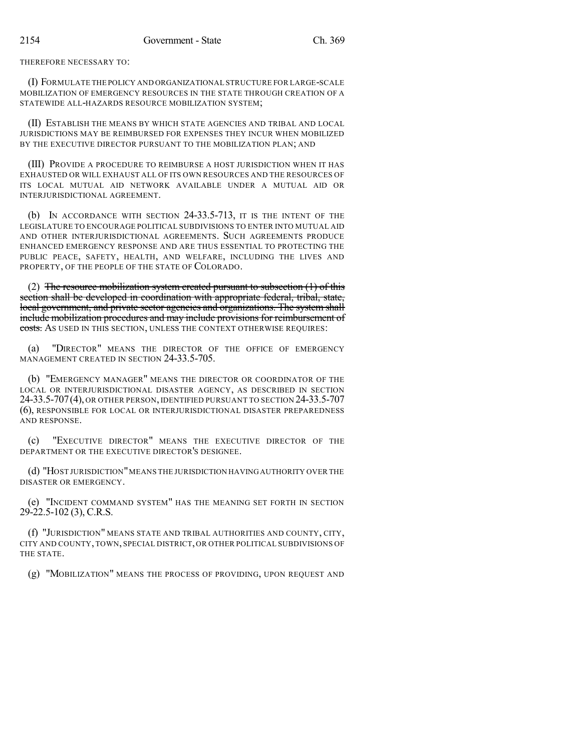THEREFORE NECESSARY TO:

(I) FORMULATE THE POLICY AND ORGANIZATIONAL STRUCTURE FOR LARGE-SCALE MOBILIZATION OF EMERGENCY RESOURCES IN THE STATE THROUGH CREATION OF A STATEWIDE ALL-HAZARDS RESOURCE MOBILIZATION SYSTEM;

(II) ESTABLISH THE MEANS BY WHICH STATE AGENCIES AND TRIBAL AND LOCAL JURISDICTIONS MAY BE REIMBURSED FOR EXPENSES THEY INCUR WHEN MOBILIZED BY THE EXECUTIVE DIRECTOR PURSUANT TO THE MOBILIZATION PLAN; AND

(III) PROVIDE A PROCEDURE TO REIMBURSE A HOST JURISDICTION WHEN IT HAS EXHAUSTED OR WILL EXHAUST ALL OF ITS OWN RESOURCES AND THE RESOURCES OF ITS LOCAL MUTUAL AID NETWORK AVAILABLE UNDER A MUTUAL AID OR INTERJURISDICTIONAL AGREEMENT.

(b) IN ACCORDANCE WITH SECTION 24-33.5-713, IT IS THE INTENT OF THE LEGISLATURE TO ENCOURAGE POLITICAL SUBDIVISIONS TO ENTER INTO MUTUAL AID AND OTHER INTERJURISDICTIONAL AGREEMENTS. SUCH AGREEMENTS PRODUCE ENHANCED EMERGENCY RESPONSE AND ARE THUS ESSENTIAL TO PROTECTING THE PUBLIC PEACE, SAFETY, HEALTH, AND WELFARE, INCLUDING THE LIVES AND PROPERTY, OF THE PEOPLE OF THE STATE OF COLORADO.

(2) ~~The resource mobilization system created pursuant to subsection (1) of this section shall be developed in coordination with appropriate federal, tribal, state, local government, and private sector agencies and organizations. The system shall include mobilization procedures and may include provisions for reimbursement of costs.~~ AS USED IN THIS SECTION, UNLESS THE CONTEXT OTHERWISE REQUIRES:

(a) "DIRECTOR" MEANS THE DIRECTOR OF THE OFFICE OF EMERGENCY MANAGEMENT CREATED IN SECTION 24-33.5-705.

(b) "EMERGENCY MANAGER" MEANS THE DIRECTOR OR COORDINATOR OF THE LOCAL OR INTERJURISDICTIONAL DISASTER AGENCY, AS DESCRIBED IN SECTION 24-33.5-707 (4), OR OTHER PERSON, IDENTIFIED PURSUANT TO SECTION 24-33.5-707 (6), RESPONSIBLE FOR LOCAL OR INTERJURISDICTIONAL DISASTER PREPAREDNESS AND RESPONSE.

(c) "EXECUTIVE DIRECTOR" MEANS THE EXECUTIVE DIRECTOR OF THE DEPARTMENT OR THE EXECUTIVE DIRECTOR'S DESIGNEE.

(d) "HOST JURISDICTION" MEANS THE JURISDICTION HAVING AUTHORITY OVER THE DISASTER OR EMERGENCY.

(e) "INCIDENT COMMAND SYSTEM" HAS THE MEANING SET FORTH IN SECTION 29-22.5-102 (3), C.R.S.

(f) "JURISDICTION" MEANS STATE AND TRIBAL AUTHORITIES AND COUNTY, CITY, CITY AND COUNTY, TOWN, SPECIAL DISTRICT, OR OTHER POLITICAL SUBDIVISIONS OF THE STATE.

(g) "MOBILIZATION" MEANS THE PROCESS OF PROVIDING, UPON REQUEST AND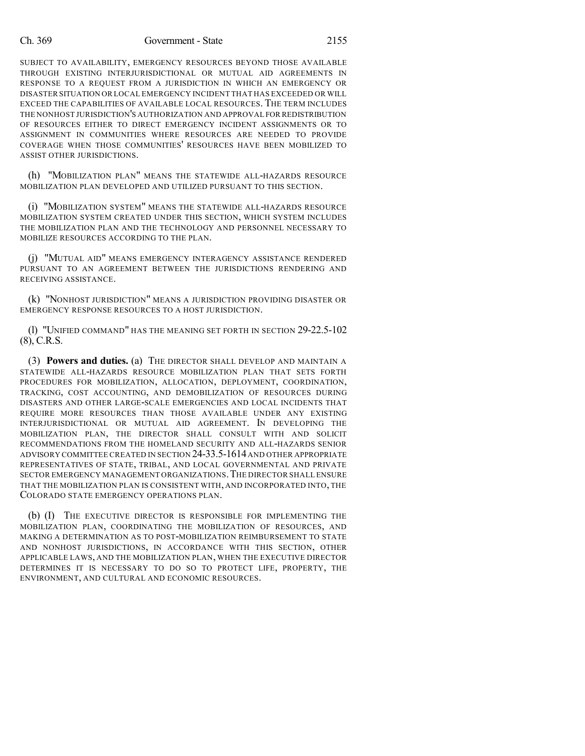SUBJECT TO AVAILABILITY, EMERGENCY RESOURCES BEYOND THOSE AVAILABLE THROUGH EXISTING INTERJURISDICTIONAL OR MUTUAL AID AGREEMENTS IN RESPONSE TO A REQUEST FROM A JURISDICTION IN WHICH AN EMERGENCY OR DISASTER SITUATION OR LOCAL EMERGENCY INCIDENT THAT HAS EXCEEDED OR WILL EXCEED THE CAPABILITIES OF AVAILABLE LOCAL RESOURCES. THE TERM INCLUDES THE NONHOST JURISDICTION'S AUTHORIZATION AND APPROVAL FOR REDISTRIBUTION OF RESOURCES EITHER TO DIRECT EMERGENCY INCIDENT ASSIGNMENTS OR TO ASSIGNMENT IN COMMUNITIES WHERE RESOURCES ARE NEEDED TO PROVIDE COVERAGE WHEN THOSE COMMUNITIES' RESOURCES HAVE BEEN MOBILIZED TO ASSIST OTHER JURISDICTIONS.

(h) "MOBILIZATION PLAN" MEANS THE STATEWIDE ALL-HAZARDS RESOURCE MOBILIZATION PLAN DEVELOPED AND UTILIZED PURSUANT TO THIS SECTION.

(i) "MOBILIZATION SYSTEM" MEANS THE STATEWIDE ALL-HAZARDS RESOURCE MOBILIZATION SYSTEM CREATED UNDER THIS SECTION, WHICH SYSTEM INCLUDES THE MOBILIZATION PLAN AND THE TECHNOLOGY AND PERSONNEL NECESSARY TO MOBILIZE RESOURCES ACCORDING TO THE PLAN.

(j) "MUTUAL AID" MEANS EMERGENCY INTERAGENCY ASSISTANCE RENDERED PURSUANT TO AN AGREEMENT BETWEEN THE JURISDICTIONS RENDERING AND RECEIVING ASSISTANCE.

(k) "NONHOST JURISDICTION" MEANS A JURISDICTION PROVIDING DISASTER OR EMERGENCY RESPONSE RESOURCES TO A HOST JURISDICTION.

(l) "UNIFIED COMMAND" HAS THE MEANING SET FORTH IN SECTION 29-22.5-102 (8), C.R.S.

(3) **Powers and duties.** (a) THE DIRECTOR SHALL DEVELOP AND MAINTAIN A STATEWIDE ALL-HAZARDS RESOURCE MOBILIZATION PLAN THAT SETS FORTH PROCEDURES FOR MOBILIZATION, ALLOCATION, DEPLOYMENT, COORDINATION, TRACKING, COST ACCOUNTING, AND DEMOBILIZATION OF RESOURCES DURING DISASTERS AND OTHER LARGE-SCALE EMERGENCIES AND LOCAL INCIDENTS THAT REQUIRE MORE RESOURCES THAN THOSE AVAILABLE UNDER ANY EXISTING INTERJURISDICTIONAL OR MUTUAL AID AGREEMENT. IN DEVELOPING THE MOBILIZATION PLAN, THE DIRECTOR SHALL CONSULT WITH AND SOLICIT RECOMMENDATIONS FROM THE HOMELAND SECURITY AND ALL-HAZARDS SENIOR ADVISORY COMMITTEE CREATED IN SECTION 24-33.5-1614 AND OTHER APPROPRIATE REPRESENTATIVES OF STATE, TRIBAL, AND LOCAL GOVERNMENTAL AND PRIVATE SECTOR EMERGENCY MANAGEMENT ORGANIZATIONS. THE DIRECTOR SHALL ENSURE THAT THE MOBILIZATION PLAN IS CONSISTENT WITH, AND INCORPORATED INTO, THE COLORADO STATE EMERGENCY OPERATIONS PLAN.

(b) (I) THE EXECUTIVE DIRECTOR IS RESPONSIBLE FOR IMPLEMENTING THE MOBILIZATION PLAN, COORDINATING THE MOBILIZATION OF RESOURCES, AND MAKING A DETERMINATION AS TO POST-MOBILIZATION REIMBURSEMENT TO STATE AND NONHOST JURISDICTIONS, IN ACCORDANCE WITH THIS SECTION, OTHER APPLICABLE LAWS, AND THE MOBILIZATION PLAN, WHEN THE EXECUTIVE DIRECTOR DETERMINES IT IS NECESSARY TO DO SO TO PROTECT LIFE, PROPERTY, THE ENVIRONMENT, AND CULTURAL AND ECONOMIC RESOURCES.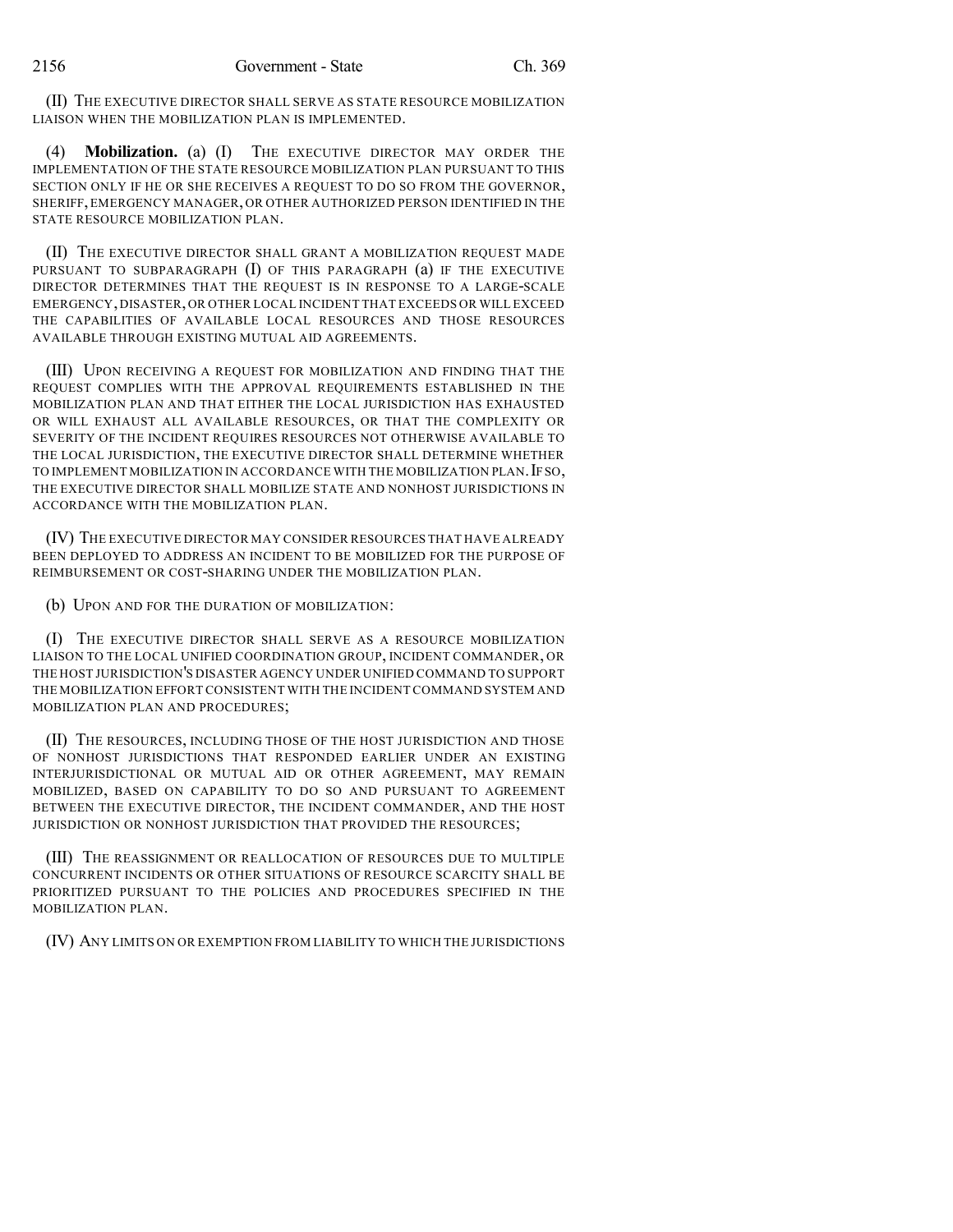(II) THE EXECUTIVE DIRECTOR SHALL SERVE AS STATE RESOURCE MOBILIZATION LIAISON WHEN THE MOBILIZATION PLAN IS IMPLEMENTED.

(4) **Mobilization.** (a) (I) THE EXECUTIVE DIRECTOR MAY ORDER THE IMPLEMENTATION OF THE STATE RESOURCE MOBILIZATION PLAN PURSUANT TO THIS SECTION ONLY IF HE OR SHE RECEIVES A REQUEST TO DO SO FROM THE GOVERNOR, SHERIFF, EMERGENCY MANAGER, OR OTHER AUTHORIZED PERSON IDENTIFIED IN THE STATE RESOURCE MOBILIZATION PLAN.

(II) THE EXECUTIVE DIRECTOR SHALL GRANT A MOBILIZATION REQUEST MADE PURSUANT TO SUBPARAGRAPH (I) OF THIS PARAGRAPH (a) IF THE EXECUTIVE DIRECTOR DETERMINES THAT THE REQUEST IS IN RESPONSE TO A LARGE-SCALE EMERGENCY, DISASTER, OR OTHER LOCAL INCIDENT THAT EXCEEDS OR WILL EXCEED THE CAPABILITIES OF AVAILABLE LOCAL RESOURCES AND THOSE RESOURCES AVAILABLE THROUGH EXISTING MUTUAL AID AGREEMENTS.

(III) UPON RECEIVING A REQUEST FOR MOBILIZATION AND FINDING THAT THE REQUEST COMPLIES WITH THE APPROVAL REQUIREMENTS ESTABLISHED IN THE MOBILIZATION PLAN AND THAT EITHER THE LOCAL JURISDICTION HAS EXHAUSTED OR WILL EXHAUST ALL AVAILABLE RESOURCES, OR THAT THE COMPLEXITY OR SEVERITY OF THE INCIDENT REQUIRES RESOURCES NOT OTHERWISE AVAILABLE TO THE LOCAL JURISDICTION, THE EXECUTIVE DIRECTOR SHALL DETERMINE WHETHER TO IMPLEMENT MOBILIZATION IN ACCORDANCE WITH THE MOBILIZATION PLAN. IF SO, THE EXECUTIVE DIRECTOR SHALL MOBILIZE STATE AND NONHOST JURISDICTIONS IN ACCORDANCE WITH THE MOBILIZATION PLAN.

(IV) THE EXECUTIVE DIRECTOR MAY CONSIDER RESOURCES THAT HAVE ALREADY BEEN DEPLOYED TO ADDRESS AN INCIDENT TO BE MOBILIZED FOR THE PURPOSE OF REIMBURSEMENT OR COST-SHARING UNDER THE MOBILIZATION PLAN.

(b) UPON AND FOR THE DURATION OF MOBILIZATION:

(I) THE EXECUTIVE DIRECTOR SHALL SERVE AS A RESOURCE MOBILIZATION LIAISON TO THE LOCAL UNIFIED COORDINATION GROUP, INCIDENT COMMANDER, OR THE HOST JURISDICTION'S DISASTER AGENCY UNDER UNIFIED COMMAND TO SUPPORT THE MOBILIZATION EFFORT CONSISTENT WITH THE INCIDENT COMMAND SYSTEM AND MOBILIZATION PLAN AND PROCEDURES;

(II) THE RESOURCES, INCLUDING THOSE OF THE HOST JURISDICTION AND THOSE OF NONHOST JURISDICTIONS THAT RESPONDED EARLIER UNDER AN EXISTING INTERJURISDICTIONAL OR MUTUAL AID OR OTHER AGREEMENT, MAY REMAIN MOBILIZED, BASED ON CAPABILITY TO DO SO AND PURSUANT TO AGREEMENT BETWEEN THE EXECUTIVE DIRECTOR, THE INCIDENT COMMANDER, AND THE HOST JURISDICTION OR NONHOST JURISDICTION THAT PROVIDED THE RESOURCES;

(III) THE REASSIGNMENT OR REALLOCATION OF RESOURCES DUE TO MULTIPLE CONCURRENT INCIDENTS OR OTHER SITUATIONS OF RESOURCE SCARCITY SHALL BE PRIORITIZED PURSUANT TO THE POLICIES AND PROCEDURES SPECIFIED IN THE MOBILIZATION PLAN.

(IV) ANY LIMITS ON OR EXEMPTION FROM LIABILITY TO WHICH THE JURISDICTIONS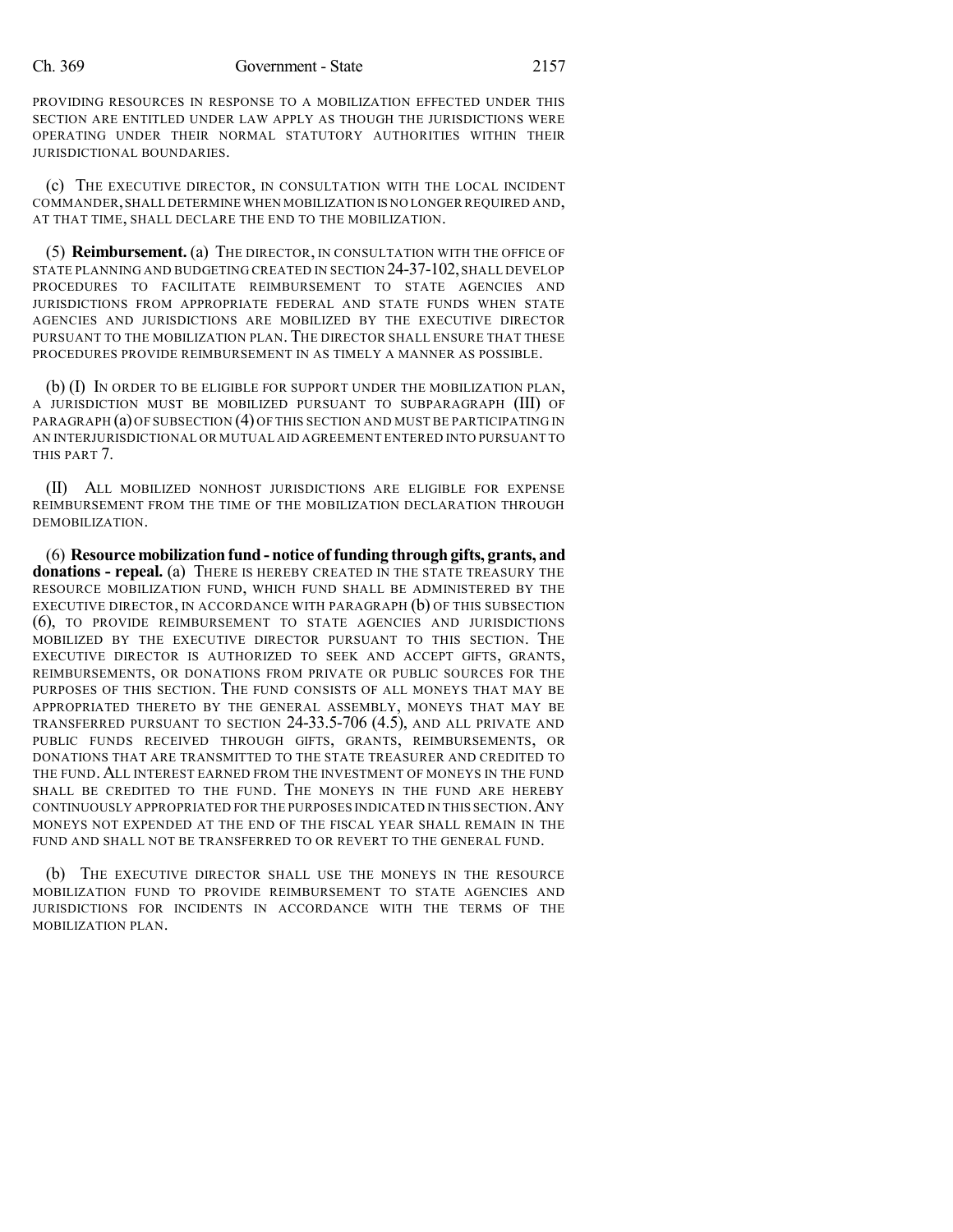PROVIDING RESOURCES IN RESPONSE TO A MOBILIZATION EFFECTED UNDER THIS SECTION ARE ENTITLED UNDER LAW APPLY AS THOUGH THE JURISDICTIONS WERE OPERATING UNDER THEIR NORMAL STATUTORY AUTHORITIES WITHIN THEIR JURISDICTIONAL BOUNDARIES.

(c) THE EXECUTIVE DIRECTOR, IN CONSULTATION WITH THE LOCAL INCIDENT COMMANDER, SHALL DETERMINE WHEN MOBILIZATION IS NO LONGER REQUIRED AND, AT THAT TIME, SHALL DECLARE THE END TO THE MOBILIZATION.

(5) **Reimbursement.** (a) THE DIRECTOR, IN CONSULTATION WITH THE OFFICE OF STATE PLANNING AND BUDGETING CREATED IN SECTION 24-37-102, SHALL DEVELOP PROCEDURES TO FACILITATE REIMBURSEMENT TO STATE AGENCIES AND JURISDICTIONS FROM APPROPRIATE FEDERAL AND STATE FUNDS WHEN STATE AGENCIES AND JURISDICTIONS ARE MOBILIZED BY THE EXECUTIVE DIRECTOR PURSUANT TO THE MOBILIZATION PLAN. THE DIRECTOR SHALL ENSURE THAT THESE PROCEDURES PROVIDE REIMBURSEMENT IN AS TIMELY A MANNER AS POSSIBLE.

(b) (I) IN ORDER TO BE ELIGIBLE FOR SUPPORT UNDER THE MOBILIZATION PLAN, A JURISDICTION MUST BE MOBILIZED PURSUANT TO SUBPARAGRAPH (III) OF PARAGRAPH (a) OF SUBSECTION (4) OF THIS SECTION AND MUST BE PARTICIPATING IN AN INTERJURISDICTIONAL OR MUTUAL AID AGREEMENT ENTERED INTO PURSUANT TO THIS PART 7.

(II) ALL MOBILIZED NONHOST JURISDICTIONS ARE ELIGIBLE FOR EXPENSE REIMBURSEMENT FROM THE TIME OF THE MOBILIZATION DECLARATION THROUGH DEMOBILIZATION.

(6) **Resource mobilization fund - notice of funding through gifts, grants, and donations - repeal.** (a) THERE IS HEREBY CREATED IN THE STATE TREASURY THE RESOURCE MOBILIZATION FUND, WHICH FUND SHALL BE ADMINISTERED BY THE EXECUTIVE DIRECTOR, IN ACCORDANCE WITH PARAGRAPH (b) OF THIS SUBSECTION (6), TO PROVIDE REIMBURSEMENT TO STATE AGENCIES AND JURISDICTIONS MOBILIZED BY THE EXECUTIVE DIRECTOR PURSUANT TO THIS SECTION. THE EXECUTIVE DIRECTOR IS AUTHORIZED TO SEEK AND ACCEPT GIFTS, GRANTS, REIMBURSEMENTS, OR DONATIONS FROM PRIVATE OR PUBLIC SOURCES FOR THE PURPOSES OF THIS SECTION. THE FUND CONSISTS OF ALL MONEYS THAT MAY BE APPROPRIATED THERETO BY THE GENERAL ASSEMBLY, MONEYS THAT MAY BE TRANSFERRED PURSUANT TO SECTION 24-33.5-706 (4.5), AND ALL PRIVATE AND PUBLIC FUNDS RECEIVED THROUGH GIFTS, GRANTS, REIMBURSEMENTS, OR DONATIONS THAT ARE TRANSMITTED TO THE STATE TREASURER AND CREDITED TO THE FUND. ALL INTEREST EARNED FROM THE INVESTMENT OF MONEYS IN THE FUND SHALL BE CREDITED TO THE FUND. THE MONEYS IN THE FUND ARE HEREBY CONTINUOUSLY APPROPRIATED FOR THE PURPOSES INDICATED IN THIS SECTION. ANY MONEYS NOT EXPENDED AT THE END OF THE FISCAL YEAR SHALL REMAIN IN THE FUND AND SHALL NOT BE TRANSFERRED TO OR REVERT TO THE GENERAL FUND.

(b) THE EXECUTIVE DIRECTOR SHALL USE THE MONEYS IN THE RESOURCE MOBILIZATION FUND TO PROVIDE REIMBURSEMENT TO STATE AGENCIES AND JURISDICTIONS FOR INCIDENTS IN ACCORDANCE WITH THE TERMS OF THE MOBILIZATION PLAN.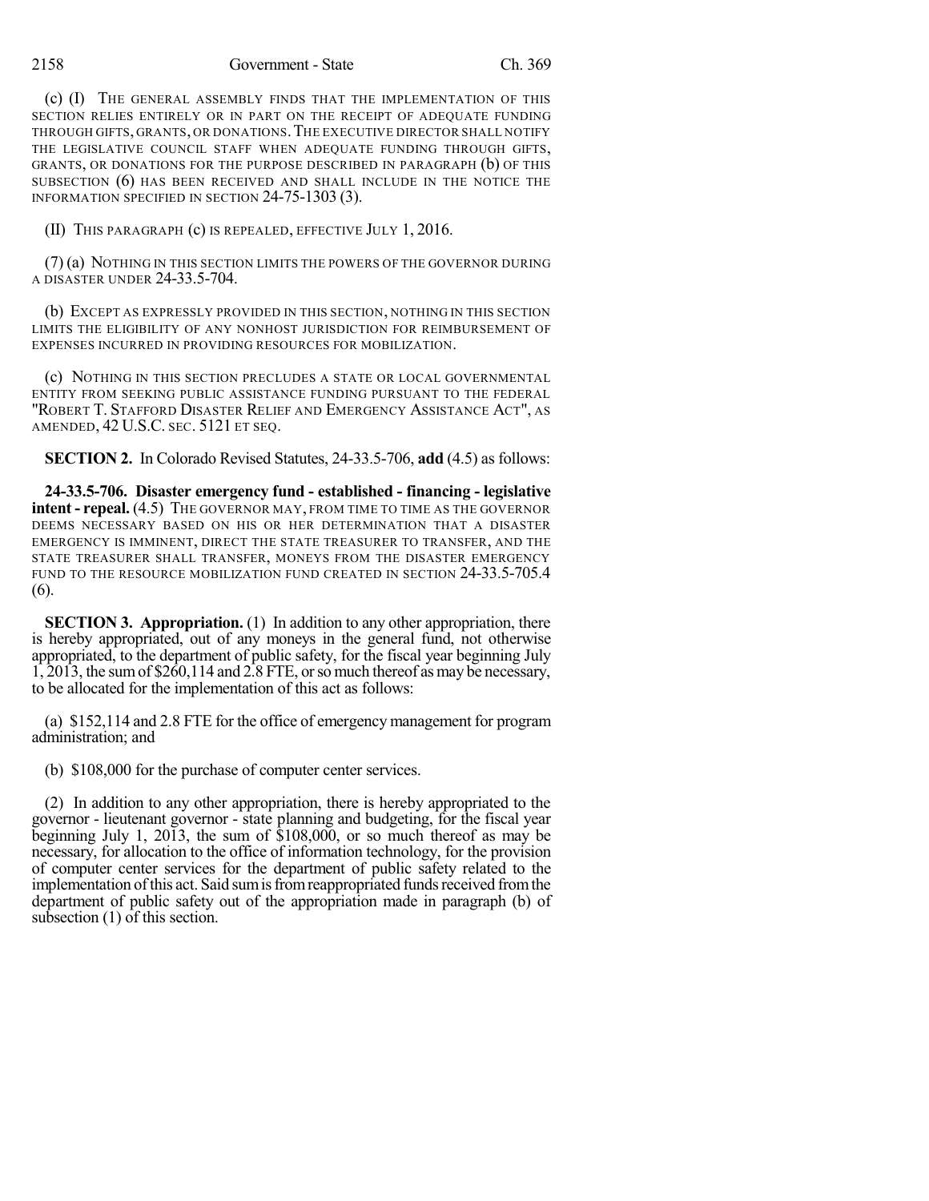(c) (I) THE GENERAL ASSEMBLY FINDS THAT THE IMPLEMENTATION OF THIS SECTION RELIES ENTIRELY OR IN PART ON THE RECEIPT OF ADEQUATE FUNDING THROUGH GIFTS, GRANTS, OR DONATIONS. THE EXECUTIVE DIRECTOR SHALL NOTIFY THE LEGISLATIVE COUNCIL STAFF WHEN ADEQUATE FUNDING THROUGH GIFTS, GRANTS, OR DONATIONS FOR THE PURPOSE DESCRIBED IN PARAGRAPH (b) OF THIS SUBSECTION (6) HAS BEEN RECEIVED AND SHALL INCLUDE IN THE NOTICE THE INFORMATION SPECIFIED IN SECTION 24-75-1303 (3).

(II) THIS PARAGRAPH (c) IS REPEALED, EFFECTIVE JULY 1, 2016.

(7) (a) NOTHING IN THIS SECTION LIMITS THE POWERS OF THE GOVERNOR DURING A DISASTER UNDER 24-33.5-704.

(b) EXCEPT AS EXPRESSLY PROVIDED IN THIS SECTION, NOTHING IN THIS SECTION LIMITS THE ELIGIBILITY OF ANY NONHOST JURISDICTION FOR REIMBURSEMENT OF EXPENSES INCURRED IN PROVIDING RESOURCES FOR MOBILIZATION.

(c) NOTHING IN THIS SECTION PRECLUDES A STATE OR LOCAL GOVERNMENTAL ENTITY FROM SEEKING PUBLIC ASSISTANCE FUNDING PURSUANT TO THE FEDERAL "ROBERT T. STAFFORD DISASTER RELIEF AND EMERGENCY ASSISTANCE ACT", AS AMENDED, 42 U.S.C. SEC. 5121 ET SEQ.

**SECTION 2.** In Colorado Revised Statutes, 24-33.5-706, **add** (4.5) as follows:

**24-33.5-706. Disaster emergency fund - established - financing - legislative intent - repeal.** (4.5) THE GOVERNOR MAY, FROM TIME TO TIME AS THE GOVERNOR DEEMS NECESSARY BASED ON HIS OR HER DETERMINATION THAT A DISASTER EMERGENCY IS IMMINENT, DIRECT THE STATE TREASURER TO TRANSFER, AND THE STATE TREASURER SHALL TRANSFER, MONEYS FROM THE DISASTER EMERGENCY FUND TO THE RESOURCE MOBILIZATION FUND CREATED IN SECTION 24-33.5-705.4 (6).

**SECTION 3. Appropriation.** (1) In addition to any other appropriation, there is hereby appropriated, out of any moneys in the general fund, not otherwise appropriated, to the department of public safety, for the fiscal year beginning July 1, 2013, the sum of $260,114 and 2.8 FTE, or so much thereof as may be necessary, to be allocated for the implementation of this act as follows:

(a) $152,114 and 2.8 FTE for the office of emergency management for program administration; and

(b) $108,000 for the purchase of computer center services.

(2) In addition to any other appropriation, there is hereby appropriated to the governor - lieutenant governor - state planning and budgeting, for the fiscal year beginning July 1, 2013, the sum of $108,000, or so much thereof as may be necessary, for allocation to the office of information technology, for the provision of computer center services for the department of public safety related to the implementation of this act. Said sum is from reappropriated funds received from the department of public safety out of the appropriation made in paragraph (b) of subsection (1) of this section.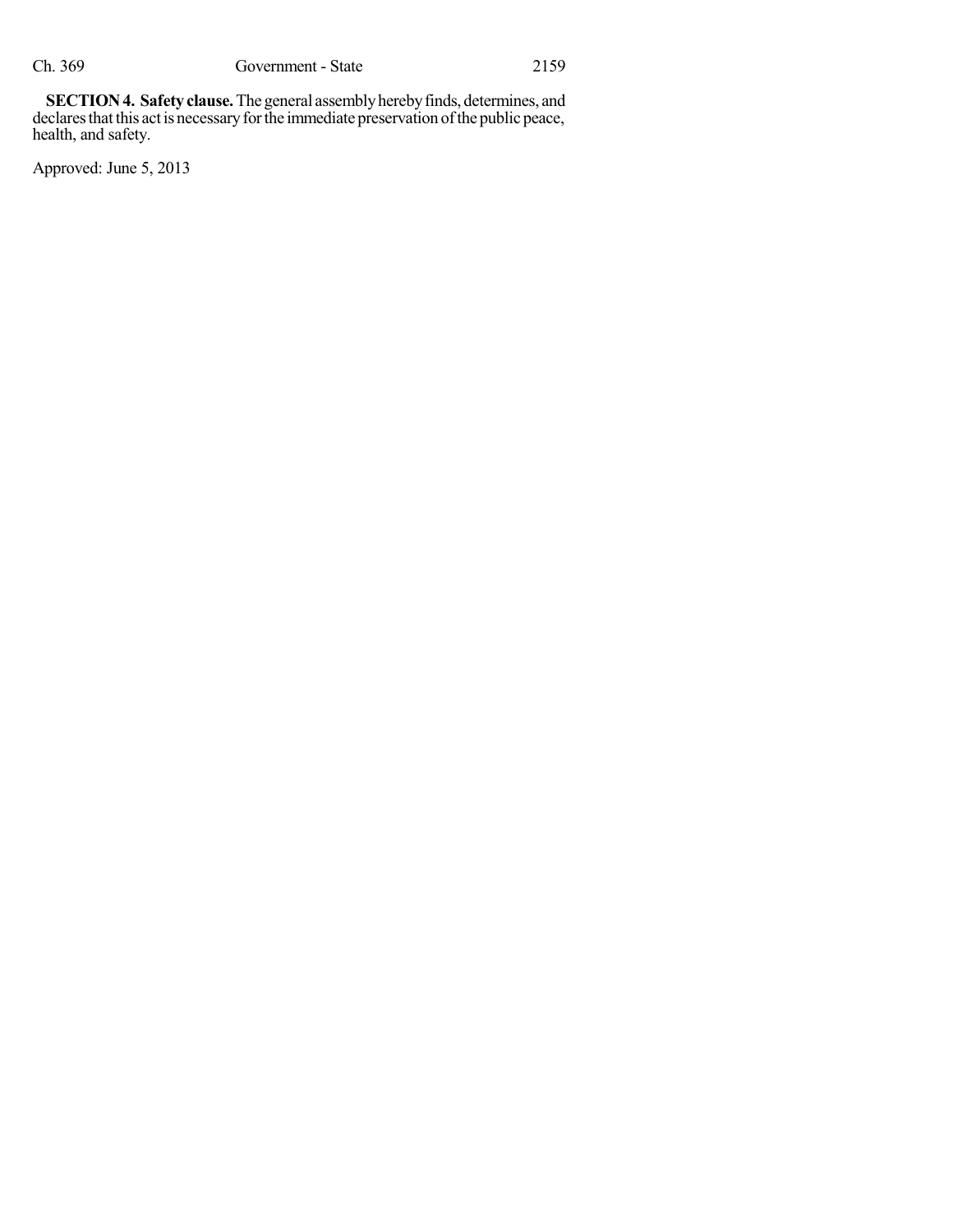**SECTION 4. Safety clause.** The general assembly hereby finds, determines, and declares that this act is necessary for the immediate preservation of the public peace, health, and safety.

Approved: June 5, 2013